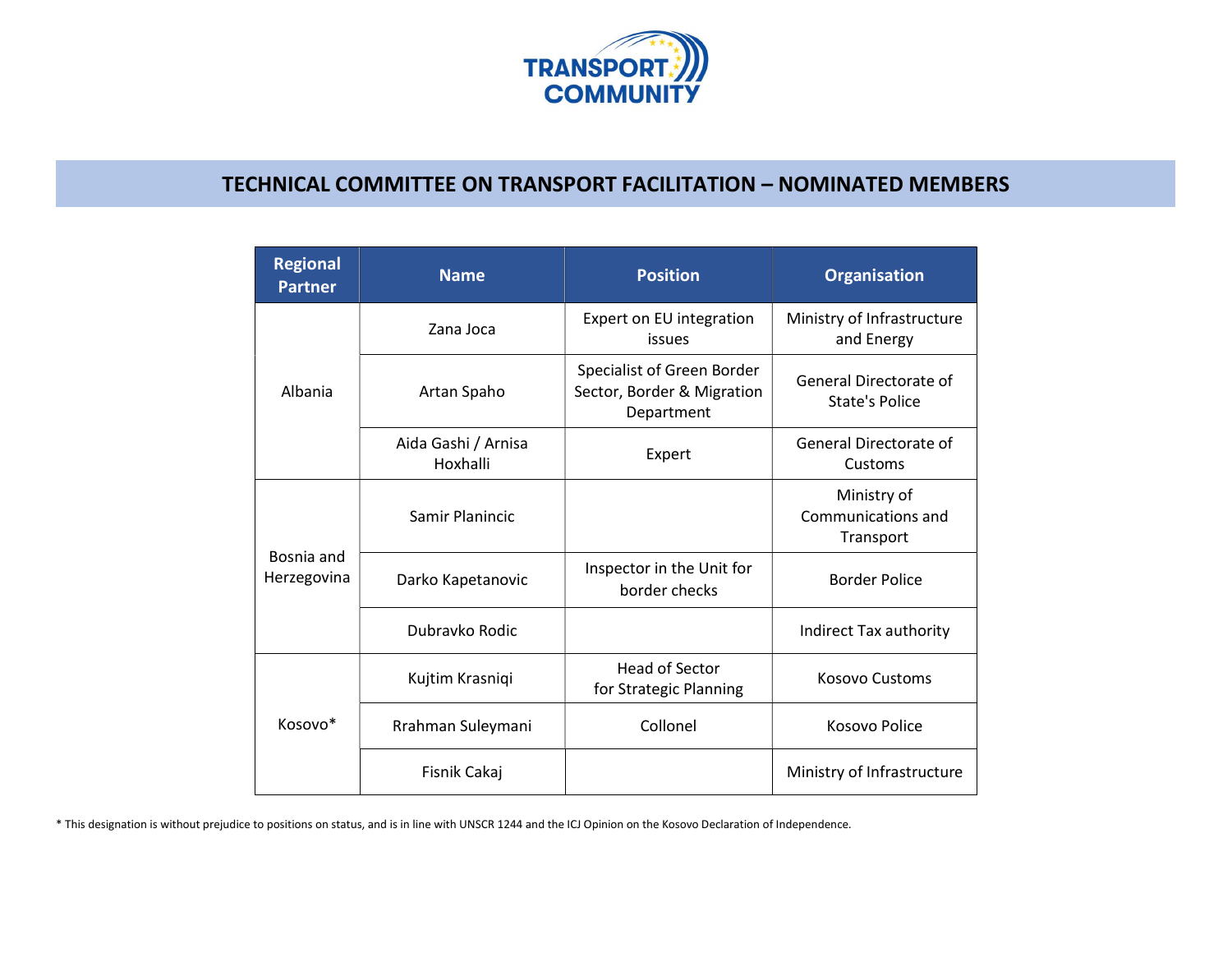# TECHNICAL COMMITTEE ON TRANSPORT FACILITATION – NOMINATED MEMBERS

| Regional Partner | Name | Position | Organisation |
|---|---|---|---|
| Albania | Zana Joca | Expert on EU integration issues | Ministry of Infrastructure and Energy |
| | Artan Spaho | Specialist of Green Border Sector, Border & Migration Department | General Directorate of State's Police |
| | Aida Gashi / Arnisa Hoxhalli | Expert | General Directorate of Customs |
| Bosnia and Herzegovina | Samir Planincic | | Ministry of Communications and Transport |
| | Darko Kapetanovic | Inspector in the Unit for border checks | Border Police |
| | Dubravko Rodic | | Indirect Tax authority |
| Kosovo* | Kujtim Krasniqi | Head of Sector for Strategic Planning | Kosovo Customs |
| | Rrahman Suleymani | Collonel | Kosovo Police |
| | Fisnik Cakaj | | Ministry of Infrastructure |

* This designation is without prejudice to positions on status, and is in line with UNSCR 1244 and the ICJ Opinion on the Kosovo Declaration of Independence.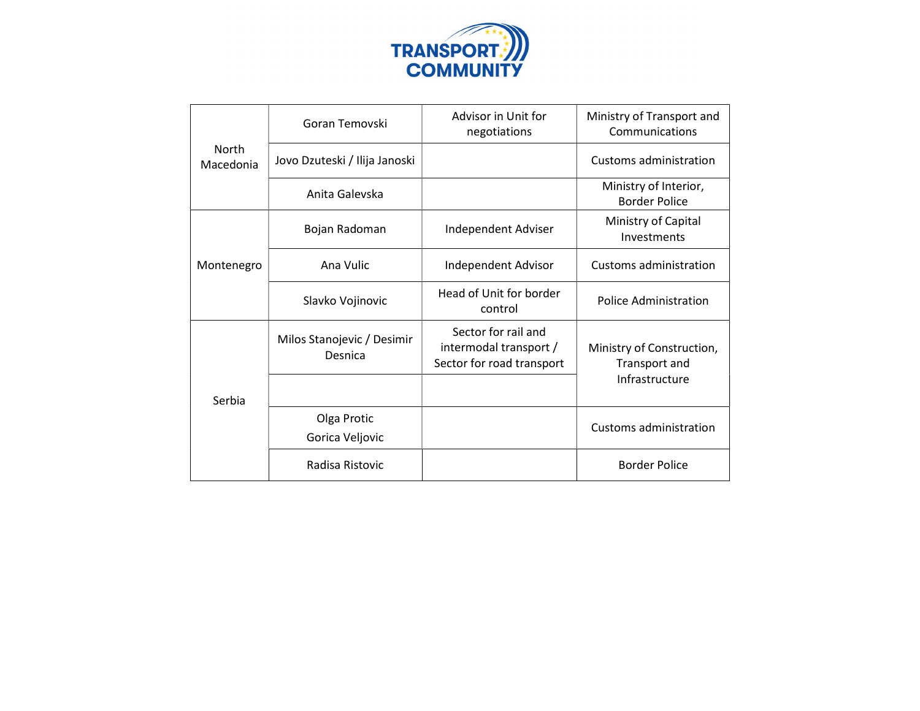| | | | |
|---|---|---|---|
| North Macedonia | Goran Temovski | Advisor in Unit for negotiations | Ministry of Transport and Communications |
| | Jovo Dzuteski / Ilija Janoski | | Customs administration |
| | Anita Galevska | | Ministry of Interior, Border Police |
| Montenegro | Bojan Radoman | Independent Adviser | Ministry of Capital Investments |
| | Ana Vulic | Independent Advisor | Customs administration |
| | Slavko Vojinovic | Head of Unit for border control | Police Administration |
| Serbia | Milos Stanojevic / Desimir Desnica | Sector for rail and intermodal transport / Sector for road transport | Ministry of Construction, Transport and Infrastructure |
| | | | |
| | Olga Protic<br>Gorica Veljovic | | Customs administration |
| | Radisa Ristovic | | Border Police |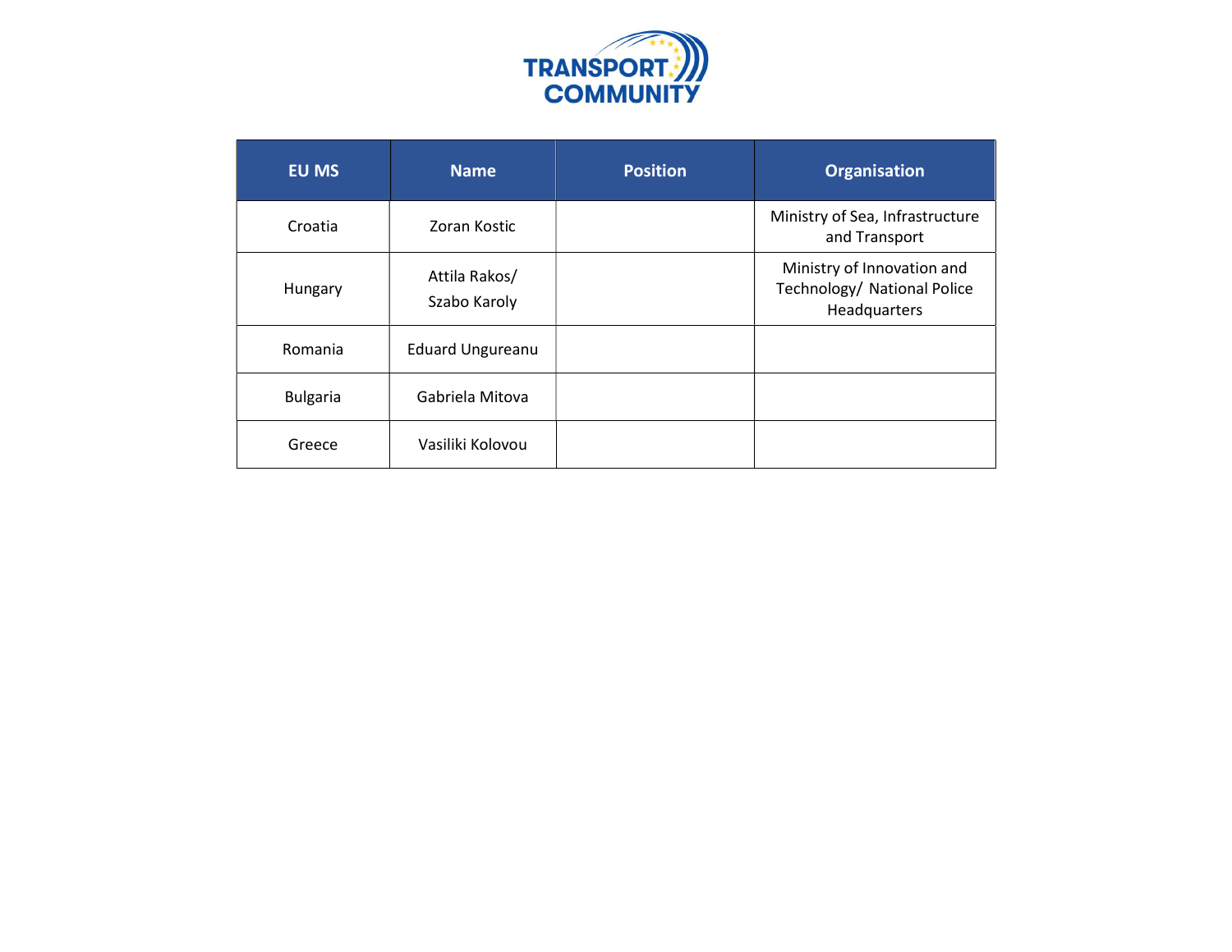| EU MS | Name | Position | Organisation |
|---|---|---|---|
| Croatia | Zoran Kostic | | Ministry of Sea, Infrastructure and Transport |
| Hungary | Attila Rakos/ Szabo Karoly | | Ministry of Innovation and Technology/ National Police Headquarters |
| Romania | Eduard Ungureanu | | |
| Bulgaria | Gabriela Mitova | | |
| Greece | Vasiliki Kolovou | | |